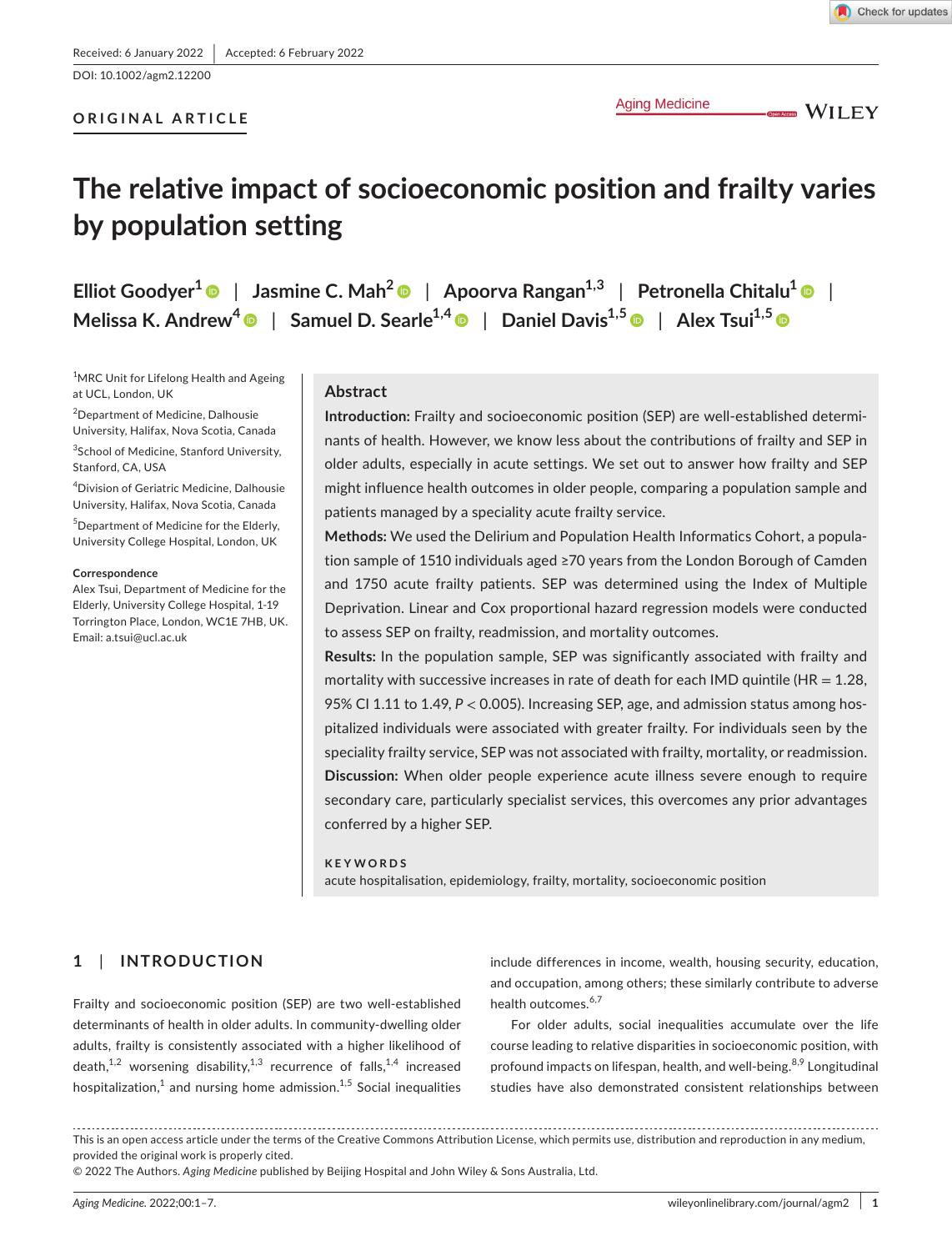Received: 6 January 2022 | Accepted: 6 February 2022

DOI: 10.1002/agm2.12200

ORIGINAL ARTICLE

# The relative impact of socioeconomic position and frailty varies by population setting

Elliot Goodyer[1] | Jasmine C. Mah[2] | Apoorva Rangan[1,3] | Petronella Chitalu[1] | Melissa K. Andrew[4] | Samuel D. Searle[1,4] | Daniel Davis[1,5] | Alex Tsui[1,5]

[1]MRC Unit for Lifelong Health and Ageing at UCL, London, UK

[2]Department of Medicine, Dalhousie University, Halifax, Nova Scotia, Canada

[3]School of Medicine, Stanford University, Stanford, CA, USA

[4]Division of Geriatric Medicine, Dalhousie University, Halifax, Nova Scotia, Canada

[5]Department of Medicine for the Elderly, University College Hospital, London, UK

**Correspondence**
Alex Tsui, Department of Medicine for the Elderly, University College Hospital, 1-19 Torrington Place, London, WC1E 7HB, UK.
Email: a.tsui@ucl.ac.uk

## Abstract

**Introduction:** Frailty and socioeconomic position (SEP) are well-established determinants of health. However, we know less about the contributions of frailty and SEP in older adults, especially in acute settings. We set out to answer how frailty and SEP might influence health outcomes in older people, comparing a population sample and patients managed by a speciality acute frailty service.

**Methods:** We used the Delirium and Population Health Informatics Cohort, a population sample of 1510 individuals aged ≥70 years from the London Borough of Camden and 1750 acute frailty patients. SEP was determined using the Index of Multiple Deprivation. Linear and Cox proportional hazard regression models were conducted to assess SEP on frailty, readmission, and mortality outcomes.

**Results:** In the population sample, SEP was significantly associated with frailty and mortality with successive increases in rate of death for each IMD quintile (HR = 1.28, 95% CI 1.11 to 1.49, $P < 0.005$). Increasing SEP, age, and admission status among hospitalized individuals were associated with greater frailty. For individuals seen by the speciality frailty service, SEP was not associated with frailty, mortality, or readmission.

**Discussion:** When older people experience acute illness severe enough to require secondary care, particularly specialist services, this overcomes any prior advantages conferred by a higher SEP.

**KEYWORDS**
acute hospitalisation, epidemiology, frailty, mortality, socioeconomic position

## 1 | INTRODUCTION

Frailty and socioeconomic position (SEP) are two well-established determinants of health in older adults. In community-dwelling older adults, frailty is consistently associated with a higher likelihood of death,[1,2] worsening disability,[1,3] recurrence of falls,[1,4] increased hospitalization,[1] and nursing home admission.[1,5] Social inequalities include differences in income, wealth, housing security, education, and occupation, among others; these similarly contribute to adverse health outcomes.[6,7]

For older adults, social inequalities accumulate over the life course leading to relative disparities in socioeconomic position, with profound impacts on lifespan, health, and well-being.[8,9] Longitudinal studies have also demonstrated consistent relationships between

This is an open access article under the terms of the Creative Commons Attribution License, which permits use, distribution and reproduction in any medium, provided the original work is properly cited.
© 2022 The Authors. *Aging Medicine* published by Beijing Hospital and John Wiley & Sons Australia, Ltd.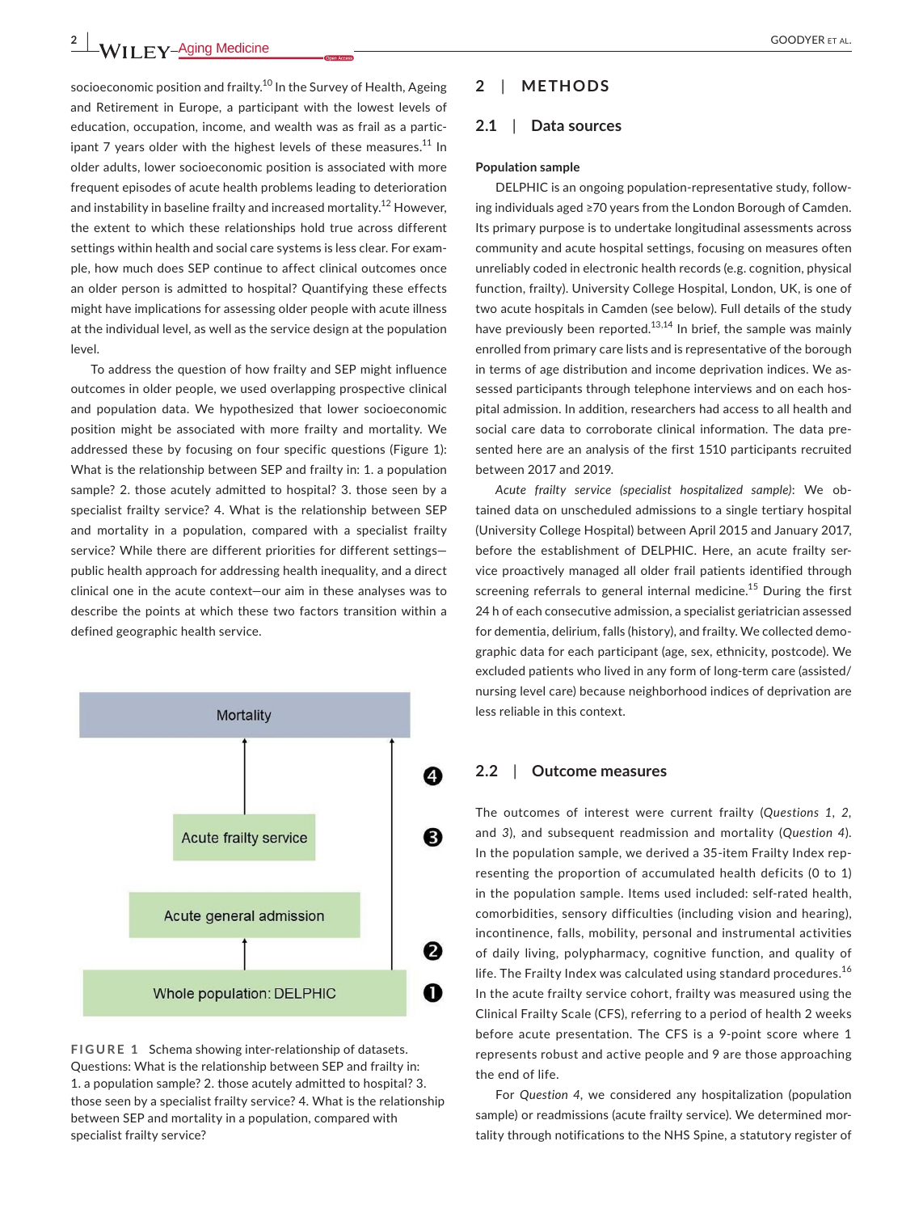socioeconomic position and frailty.[10] In the Survey of Health, Ageing and Retirement in Europe, a participant with the lowest levels of education, occupation, income, and wealth was as frail as a participant 7 years older with the highest levels of these measures.[11] In older adults, lower socioeconomic position is associated with more frequent episodes of acute health problems leading to deterioration and instability in baseline frailty and increased mortality.[12] However, the extent to which these relationships hold true across different settings within health and social care systems is less clear. For example, how much does SEP continue to affect clinical outcomes once an older person is admitted to hospital? Quantifying these effects might have implications for assessing older people with acute illness at the individual level, as well as the service design at the population level.

To address the question of how frailty and SEP might influence outcomes in older people, we used overlapping prospective clinical and population data. We hypothesized that lower socioeconomic position might be associated with more frailty and mortality. We addressed these by focusing on four specific questions (Figure 1): What is the relationship between SEP and frailty in: 1. a population sample? 2. those acutely admitted to hospital? 3. those seen by a specialist frailty service? 4. What is the relationship between SEP and mortality in a population, compared with a specialist frailty service? While there are different priorities for different settings—public health approach for addressing health inequality, and a direct clinical one in the acute context—our aim in these analyses was to describe the points at which these two factors transition within a defined geographic health service.

Mortality

Acute frailty service

Acute general admission

Whole population: DELPHIC

❶ ❷ ❸ ❹

**FIGURE 1** Schema showing inter-relationship of datasets. Questions: What is the relationship between SEP and frailty in: 1. a population sample? 2. those acutely admitted to hospital? 3. those seen by a specialist frailty service? 4. What is the relationship between SEP and mortality in a population, compared with specialist frailty service?

## 2 | METHODS

### 2.1 | Data sources

**Population sample**

DELPHIC is an ongoing population-representative study, following individuals aged ≥70 years from the London Borough of Camden. Its primary purpose is to undertake longitudinal assessments across community and acute hospital settings, focusing on measures often unreliably coded in electronic health records (e.g. cognition, physical function, frailty). University College Hospital, London, UK, is one of two acute hospitals in Camden (see below). Full details of the study have previously been reported.[13,14] In brief, the sample was mainly enrolled from primary care lists and is representative of the borough in terms of age distribution and income deprivation indices. We assessed participants through telephone interviews and on each hospital admission. In addition, researchers had access to all health and social care data to corroborate clinical information. The data presented here are an analysis of the first 1510 participants recruited between 2017 and 2019.

*Acute frailty service (specialist hospitalized sample)*: We obtained data on unscheduled admissions to a single tertiary hospital (University College Hospital) between April 2015 and January 2017, before the establishment of DELPHIC. Here, an acute frailty service proactively managed all older frail patients identified through screening referrals to general internal medicine.[15] During the first 24 h of each consecutive admission, a specialist geriatrician assessed for dementia, delirium, falls (history), and frailty. We collected demographic data for each participant (age, sex, ethnicity, postcode). We excluded patients who lived in any form of long-term care (assisted/nursing level care) because neighborhood indices of deprivation are less reliable in this context.

### 2.2 | Outcome measures

The outcomes of interest were current frailty (*Questions 1, 2,* and *3*), and subsequent readmission and mortality (*Question 4*). In the population sample, we derived a 35-item Frailty Index representing the proportion of accumulated health deficits (0 to 1) in the population sample. Items used included: self-rated health, comorbidities, sensory difficulties (including vision and hearing), incontinence, falls, mobility, personal and instrumental activities of daily living, polypharmacy, cognitive function, and quality of life. The Frailty Index was calculated using standard procedures.[16] In the acute frailty service cohort, frailty was measured using the Clinical Frailty Scale (CFS), referring to a period of health 2 weeks before acute presentation. The CFS is a 9-point score where 1 represents robust and active people and 9 are those approaching the end of life.

For *Question 4*, we considered any hospitalization (population sample) or readmissions (acute frailty service). We determined mortality through notifications to the NHS Spine, a statutory register of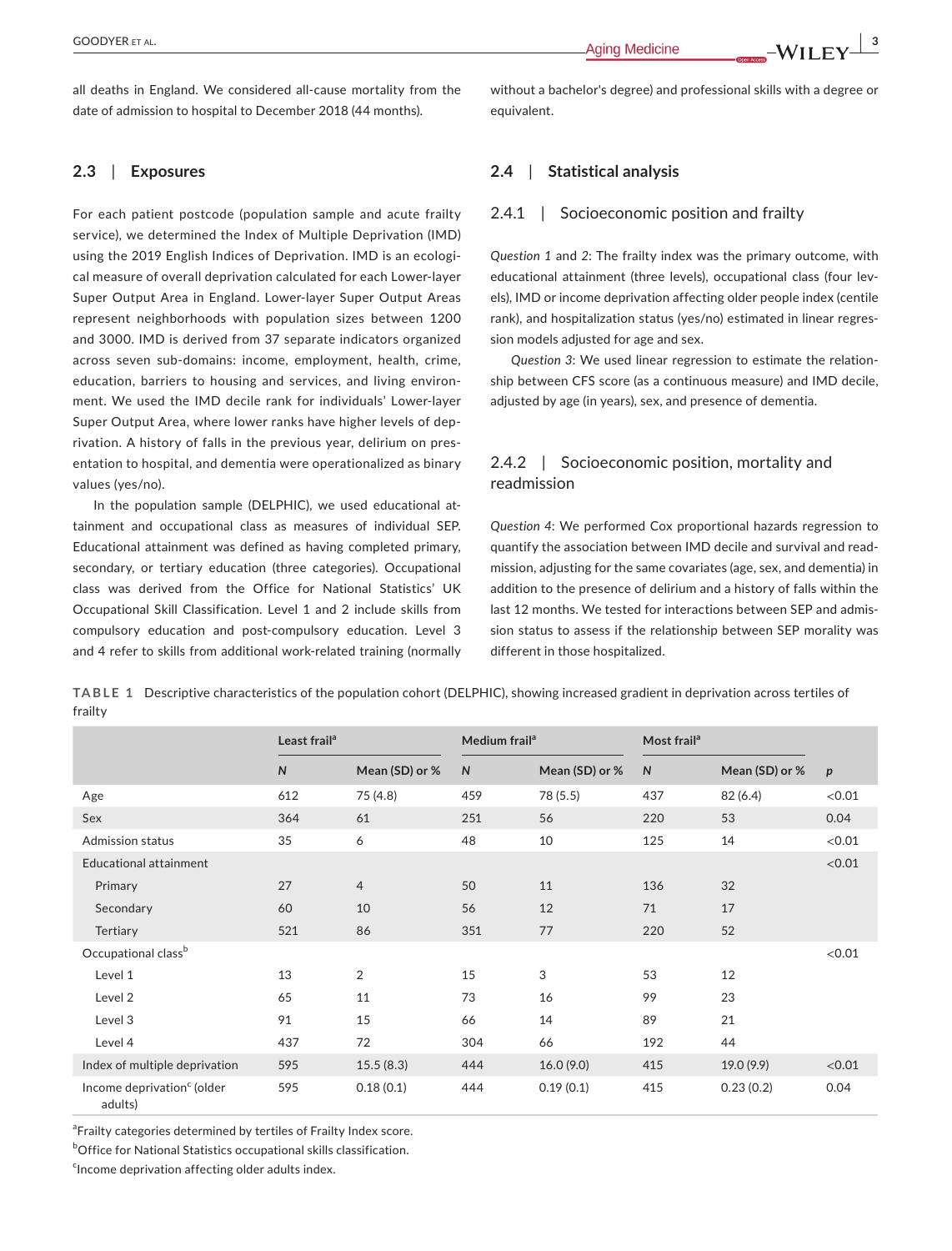all deaths in England. We considered all-cause mortality from the date of admission to hospital to December 2018 (44 months).

### 2.3 | Exposures

For each patient postcode (population sample and acute frailty service), we determined the Index of Multiple Deprivation (IMD) using the 2019 English Indices of Deprivation. IMD is an ecological measure of overall deprivation calculated for each Lower-layer Super Output Area in England. Lower-layer Super Output Areas represent neighborhoods with population sizes between 1200 and 3000. IMD is derived from 37 separate indicators organized across seven sub-domains: income, employment, health, crime, education, barriers to housing and services, and living environment. We used the IMD decile rank for individuals' Lower-layer Super Output Area, where lower ranks have higher levels of deprivation. A history of falls in the previous year, delirium on presentation to hospital, and dementia were operationalized as binary values (yes/no).

In the population sample (DELPHIC), we used educational attainment and occupational class as measures of individual SEP. Educational attainment was defined as having completed primary, secondary, or tertiary education (three categories). Occupational class was derived from the Office for National Statistics' UK Occupational Skill Classification. Level 1 and 2 include skills from compulsory education and post-compulsory education. Level 3 and 4 refer to skills from additional work-related training (normally without a bachelor's degree) and professional skills with a degree or equivalent.

### 2.4 | Statistical analysis

#### 2.4.1 | Socioeconomic position and frailty

*Question 1* and *2*: The frailty index was the primary outcome, with educational attainment (three levels), occupational class (four levels), IMD or income deprivation affecting older people index (centile rank), and hospitalization status (yes/no) estimated in linear regression models adjusted for age and sex.

*Question 3*: We used linear regression to estimate the relationship between CFS score (as a continuous measure) and IMD decile, adjusted by age (in years), sex, and presence of dementia.

#### 2.4.2 | Socioeconomic position, mortality and readmission

*Question 4*: We performed Cox proportional hazards regression to quantify the association between IMD decile and survival and readmission, adjusting for the same covariates (age, sex, and dementia) in addition to the presence of delirium and a history of falls within the last 12 months. We tested for interactions between SEP and admission status to assess if the relationship between SEP morality was different in those hospitalized.

**TABLE 1** Descriptive characteristics of the population cohort (DELPHIC), showing increased gradient in deprivation across tertiles of frailty

| | Least frail[a] | | Medium frail[a] | | Most frail[a] | | |
|---|---|---|---|---|---|---|---|
| | *N* | Mean (SD) or % | *N* | Mean (SD) or % | *N* | Mean (SD) or % | *p* |
| Age | 612 | 75 (4.8) | 459 | 78 (5.5) | 437 | 82 (6.4) | <0.01 |
| Sex | 364 | 61 | 251 | 56 | 220 | 53 | 0.04 |
| Admission status | 35 | 6 | 48 | 10 | 125 | 14 | <0.01 |
| Educational attainment | | | | | | | <0.01 |
| Primary | 27 | 4 | 50 | 11 | 136 | 32 | |
| Secondary | 60 | 10 | 56 | 12 | 71 | 17 | |
| Tertiary | 521 | 86 | 351 | 77 | 220 | 52 | |
| Occupational class[b] | | | | | | | <0.01 |
| Level 1 | 13 | 2 | 15 | 3 | 53 | 12 | |
| Level 2 | 65 | 11 | 73 | 16 | 99 | 23 | |
| Level 3 | 91 | 15 | 66 | 14 | 89 | 21 | |
| Level 4 | 437 | 72 | 304 | 66 | 192 | 44 | |
| Index of multiple deprivation | 595 | 15.5 (8.3) | 444 | 16.0 (9.0) | 415 | 19.0 (9.9) | <0.01 |
| Income deprivation[c] (older adults) | 595 | 0.18 (0.1) | 444 | 0.19 (0.1) | 415 | 0.23 (0.2) | 0.04 |

[a]Frailty categories determined by tertiles of Frailty Index score.
[b]Office for National Statistics occupational skills classification.
[c]Income deprivation affecting older adults index.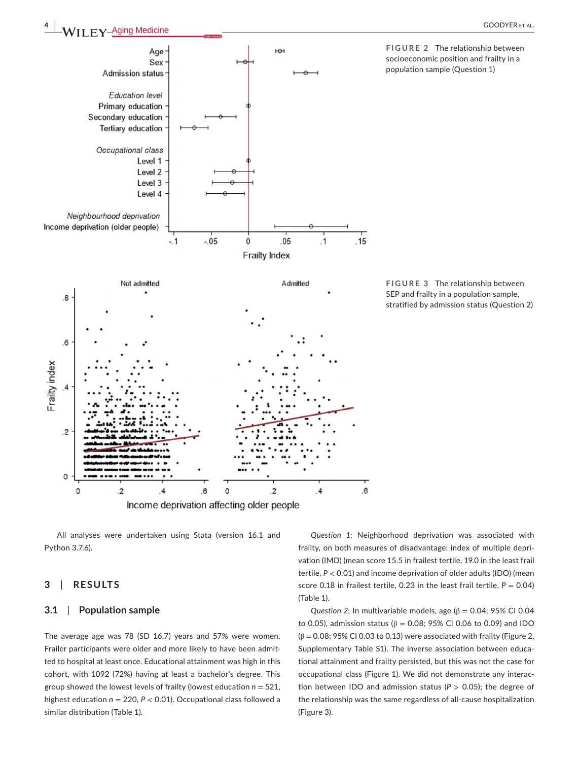FIGURE 2 The relationship between socioeconomic position and frailty in a population sample (Question 1)

FIGURE 3 The relationship between SEP and frailty in a population sample, stratified by admission status (Question 2)

All analyses were undertaken using Stata (version 16.1 and Python 3.7.6).

## 3 | RESULTS

### 3.1 | Population sample

The average age was 78 (SD 16.7) years and 57% were women. Frailer participants were older and more likely to have been admitted to hospital at least once. Educational attainment was high in this cohort, with 1092 (72%) having at least a bachelor's degree. This group showed the lowest levels of frailty (lowest education $n = 521$, highest education $n = 220$, $P < 0.01$). Occupational class followed a similar distribution (Table 1).

*Question 1*: Neighborhood deprivation was associated with frailty, on both measures of disadvantage: index of multiple deprivation (IMD) (mean score 15.5 in frailest tertile, 19.0 in the least frail tertile, $P < 0.01$) and income deprivation of older adults (IDO) (mean score 0.18 in frailest tertile, 0.23 in the least frail tertile, $P = 0.04$) (Table 1).

*Question 2*: In multivariable models, age ($\beta = 0.04$; 95% CI 0.04 to 0.05), admission status ($\beta = 0.08$; 95% CI 0.06 to 0.09) and IDO ($\beta = 0.08$; 95% CI 0.03 to 0.13) were associated with frailty (Figure 2, Supplementary Table S1). The inverse association between educational attainment and frailty persisted, but this was not the case for occupational class (Figure 1). We did not demonstrate any interaction between IDO and admission status ($P > 0.05$); the degree of the relationship was the same regardless of all-cause hospitalization (Figure 3).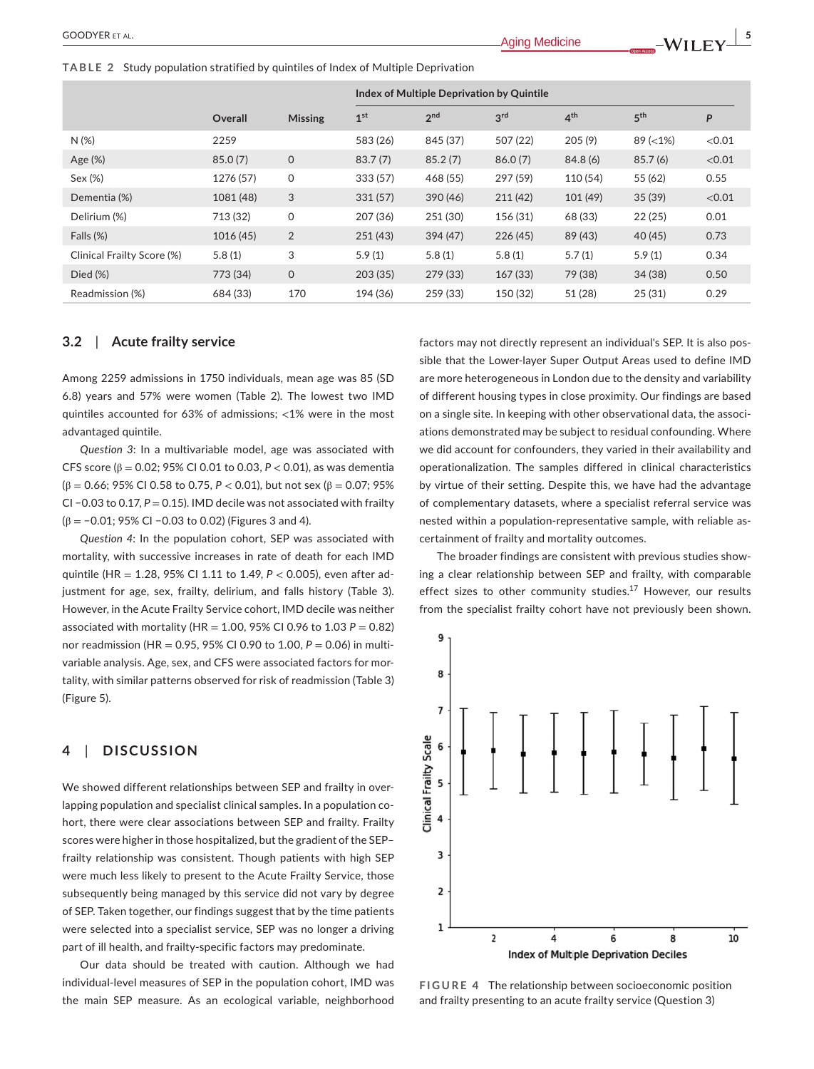**TABLE 2** Study population stratified by quintiles of Index of Multiple Deprivation

| | Overall | Missing | Index of Multiple Deprivation by Quintile | | | | | |
|---|---|---|---|---|---|---|---|---|
| | | | 1st | 2nd | 3rd | 4th | 5th | P |
| N (%) | 2259 | | 583 (26) | 845 (37) | 507 (22) | 205 (9) | 89 (<1%) | <0.01 |
| Age (%) | 85.0 (7) | 0 | 83.7 (7) | 85.2 (7) | 86.0 (7) | 84.8 (6) | 85.7 (6) | <0.01 |
| Sex (%) | 1276 (57) | 0 | 333 (57) | 468 (55) | 297 (59) | 110 (54) | 55 (62) | 0.55 |
| Dementia (%) | 1081 (48) | 3 | 331 (57) | 390 (46) | 211 (42) | 101 (49) | 35 (39) | <0.01 |
| Delirium (%) | 713 (32) | 0 | 207 (36) | 251 (30) | 156 (31) | 68 (33) | 22 (25) | 0.01 |
| Falls (%) | 1016 (45) | 2 | 251 (43) | 394 (47) | 226 (45) | 89 (43) | 40 (45) | 0.73 |
| Clinical Frailty Score (%) | 5.8 (1) | 3 | 5.9 (1) | 5.8 (1) | 5.8 (1) | 5.7 (1) | 5.9 (1) | 0.34 |
| Died (%) | 773 (34) | 0 | 203 (35) | 279 (33) | 167 (33) | 79 (38) | 34 (38) | 0.50 |
| Readmission (%) | 684 (33) | 170 | 194 (36) | 259 (33) | 150 (32) | 51 (28) | 25 (31) | 0.29 |

### 3.2 | Acute frailty service

Among 2259 admissions in 1750 individuals, mean age was 85 (SD 6.8) years and 57% were women (Table 2). The lowest two IMD quintiles accounted for 63% of admissions; <1% were in the most advantaged quintile.

*Question 3*: In a multivariable model, age was associated with CFS score (β = 0.02; 95% CI 0.01 to 0.03, $P < 0.01$), as was dementia (β = 0.66; 95% CI 0.58 to 0.75, $P < 0.01$), but not sex (β = 0.07; 95% CI −0.03 to 0.17, $P = 0.15$). IMD decile was not associated with frailty (β = −0.01; 95% CI −0.03 to 0.02) (Figures 3 and 4).

*Question 4*: In the population cohort, SEP was associated with mortality, with successive increases in rate of death for each IMD quintile (HR = 1.28, 95% CI 1.11 to 1.49, $P < 0.005$), even after adjustment for age, sex, frailty, delirium, and falls history (Table 3). However, in the Acute Frailty Service cohort, IMD decile was neither associated with mortality (HR = 1.00, 95% CI 0.96 to 1.03 $P = 0.82$) nor readmission (HR = 0.95, 95% CI 0.90 to 1.00, $P = 0.06$) in multivariable analysis. Age, sex, and CFS were associated factors for mortality, with similar patterns observed for risk of readmission (Table 3) (Figure 5).

## 4 | DISCUSSION

We showed different relationships between SEP and frailty in overlapping population and specialist clinical samples. In a population cohort, there were clear associations between SEP and frailty. Frailty scores were higher in those hospitalized, but the gradient of the SEP–frailty relationship was consistent. Though patients with high SEP were much less likely to present to the Acute Frailty Service, those subsequently being managed by this service did not vary by degree of SEP. Taken together, our findings suggest that by the time patients were selected into a specialist service, SEP was no longer a driving part of ill health, and frailty-specific factors may predominate.

Our data should be treated with caution. Although we had individual-level measures of SEP in the population cohort, IMD was the main SEP measure. As an ecological variable, neighborhood factors may not directly represent an individual's SEP. It is also possible that the Lower-layer Super Output Areas used to define IMD are more heterogeneous in London due to the density and variability of different housing types in close proximity. Our findings are based on a single site. In keeping with other observational data, the associations demonstrated may be subject to residual confounding. Where we did account for confounders, they varied in their availability and operationalization. The samples differed in clinical characteristics by virtue of their setting. Despite this, we have had the advantage of complementary datasets, where a specialist referral service was nested within a population-representative sample, with reliable ascertainment of frailty and mortality outcomes.

The broader findings are consistent with previous studies showing a clear relationship between SEP and frailty, with comparable effect sizes to other community studies.[17] However, our results from the specialist frailty cohort have not previously been shown.

**FIGURE 4** The relationship between socioeconomic position and frailty presenting to an acute frailty service (Question 3)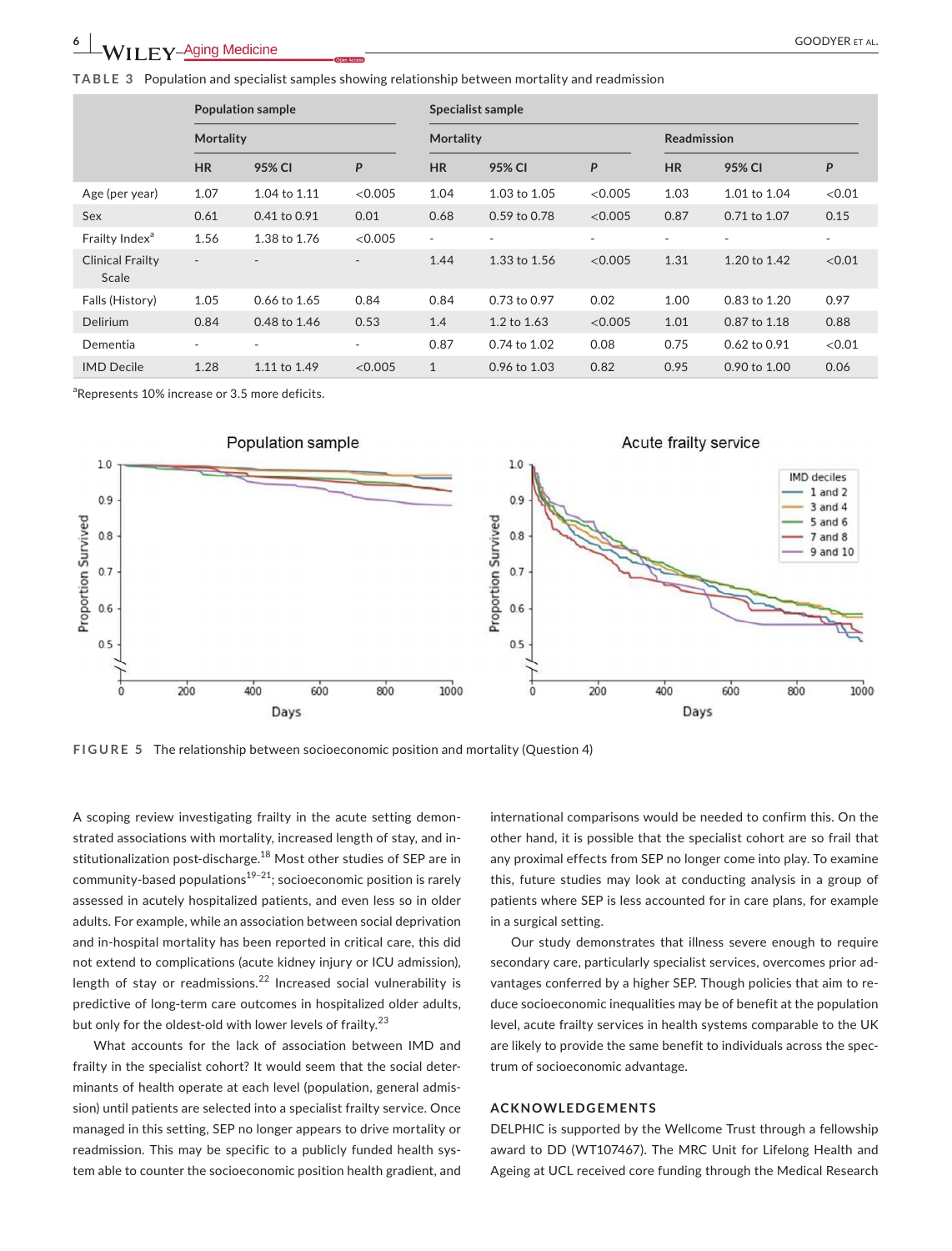**TABLE 3** Population and specialist samples showing relationship between mortality and readmission

| | Population sample | | | Specialist sample | | | | | |
|---|---|---|---|---|---|---|---|---|---|
| | Mortality | | | Mortality | | | Readmission | | |
| | HR | 95% CI | P | HR | 95% CI | P | HR | 95% CI | P |
| Age (per year) | 1.07 | 1.04 to 1.11 | <0.005 | 1.04 | 1.03 to 1.05 | <0.005 | 1.03 | 1.01 to 1.04 | <0.01 |
| Sex | 0.61 | 0.41 to 0.91 | 0.01 | 0.68 | 0.59 to 0.78 | <0.005 | 0.87 | 0.71 to 1.07 | 0.15 |
| Frailty Index[a] | 1.56 | 1.38 to 1.76 | <0.005 | - | - | - | - | - | - |
| Clinical Frailty Scale | - | - | - | 1.44 | 1.33 to 1.56 | <0.005 | 1.31 | 1.20 to 1.42 | <0.01 |
| Falls (History) | 1.05 | 0.66 to 1.65 | 0.84 | 0.84 | 0.73 to 0.97 | 0.02 | 1.00 | 0.83 to 1.20 | 0.97 |
| Delirium | 0.84 | 0.48 to 1.46 | 0.53 | 1.4 | 1.2 to 1.63 | <0.005 | 1.01 | 0.87 to 1.18 | 0.88 |
| Dementia | - | - | - | 0.87 | 0.74 to 1.02 | 0.08 | 0.75 | 0.62 to 0.91 | <0.01 |
| IMD Decile | 1.28 | 1.11 to 1.49 | <0.005 | 1 | 0.96 to 1.03 | 0.82 | 0.95 | 0.90 to 1.00 | 0.06 |

[a]Represents 10% increase or 3.5 more deficits.

**FIGURE 5** The relationship between socioeconomic position and mortality (Question 4)

A scoping review investigating frailty in the acute setting demonstrated associations with mortality, increased length of stay, and institutionalization post-discharge.[18] Most other studies of SEP are in community-based populations[19–21]; socioeconomic position is rarely assessed in acutely hospitalized patients, and even less so in older adults. For example, while an association between social deprivation and in-hospital mortality has been reported in critical care, this did not extend to complications (acute kidney injury or ICU admission), length of stay or readmissions.[22] Increased social vulnerability is predictive of long-term care outcomes in hospitalized older adults, but only for the oldest-old with lower levels of frailty.[23]

What accounts for the lack of association between IMD and frailty in the specialist cohort? It would seem that the social determinants of health operate at each level (population, general admission) until patients are selected into a specialist frailty service. Once managed in this setting, SEP no longer appears to drive mortality or readmission. This may be specific to a publicly funded health system able to counter the socioeconomic position health gradient, and international comparisons would be needed to confirm this. On the other hand, it is possible that the specialist cohort are so frail that any proximal effects from SEP no longer come into play. To examine this, future studies may look at conducting analysis in a group of patients where SEP is less accounted for in care plans, for example in a surgical setting.

Our study demonstrates that illness severe enough to require secondary care, particularly specialist services, overcomes prior advantages conferred by a higher SEP. Though policies that aim to reduce socioeconomic inequalities may be of benefit at the population level, acute frailty services in health systems comparable to the UK are likely to provide the same benefit to individuals across the spectrum of socioeconomic advantage.

## ACKNOWLEDGEMENTS

DELPHIC is supported by the Wellcome Trust through a fellowship award to DD (WT107467). The MRC Unit for Lifelong Health and Ageing at UCL received core funding through the Medical Research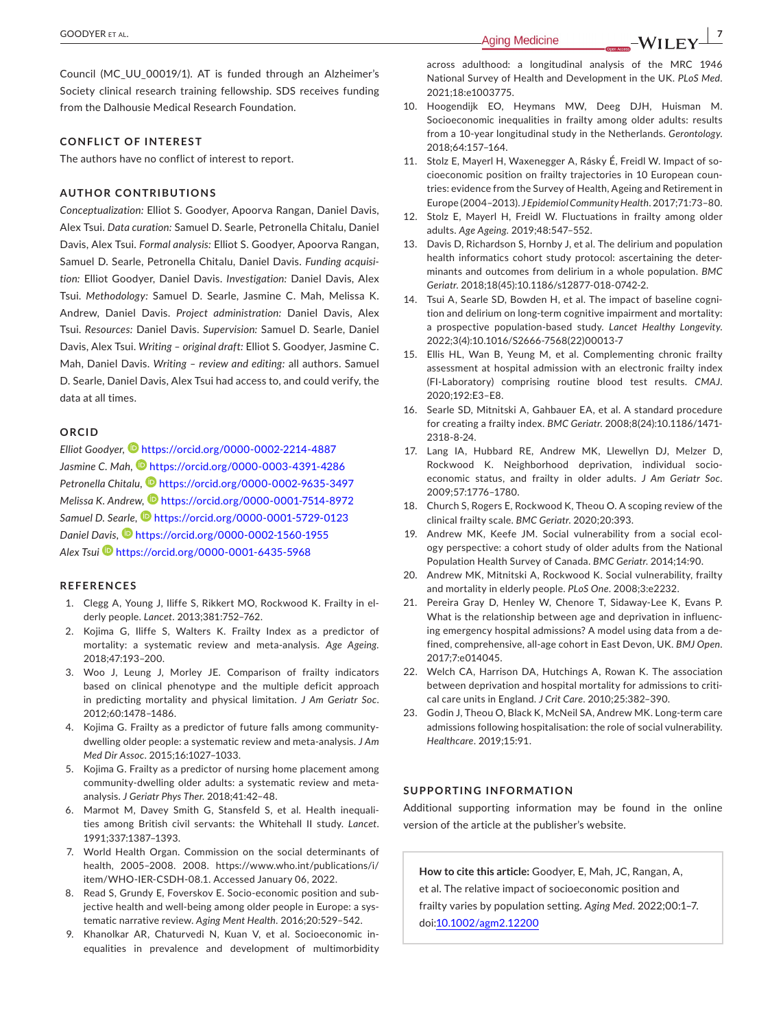Council (MC_UU_00019/1). AT is funded through an Alzheimer's Society clinical research training fellowship. SDS receives funding from the Dalhousie Medical Research Foundation.

## CONFLICT OF INTEREST

The authors have no conflict of interest to report.

## AUTHOR CONTRIBUTIONS

*Conceptualization:* Elliot S. Goodyer, Apoorva Rangan, Daniel Davis, Alex Tsui. *Data curation:* Samuel D. Searle, Petronella Chitalu, Daniel Davis, Alex Tsui. *Formal analysis:* Elliot S. Goodyer, Apoorva Rangan, Samuel D. Searle, Petronella Chitalu, Daniel Davis. *Funding acquisition:* Elliot Goodyer, Daniel Davis. *Investigation:* Daniel Davis, Alex Tsui. *Methodology:* Samuel D. Searle, Jasmine C. Mah, Melissa K. Andrew, Daniel Davis. *Project administration:* Daniel Davis, Alex Tsui. *Resources:* Daniel Davis. *Supervision:* Samuel D. Searle, Daniel Davis, Alex Tsui. *Writing – original draft:* Elliot S. Goodyer, Jasmine C. Mah, Daniel Davis. *Writing – review and editing:* all authors. Samuel D. Searle, Daniel Davis, Alex Tsui had access to, and could verify, the data at all times.

## ORCID

*Elliot Goodyer,* https://orcid.org/0000-0002-2214-4887
*Jasmine C. Mah,* https://orcid.org/0000-0003-4391-4286
*Petronella Chitalu,* https://orcid.org/0000-0002-9635-3497
*Melissa K. Andrew,* https://orcid.org/0000-0001-7514-8972
*Samuel D. Searle,* https://orcid.org/0000-0001-5729-0123
*Daniel Davis,* https://orcid.org/0000-0002-1560-1955
*Alex Tsui* https://orcid.org/0000-0001-6435-5968

## REFERENCES

1. Clegg A, Young J, Iliffe S, Rikkert MO, Rockwood K. Frailty in elderly people. *Lancet*. 2013;381:752–762.
2. Kojima G, Iliffe S, Walters K. Frailty Index as a predictor of mortality: a systematic review and meta-analysis. *Age Ageing*. 2018;47:193–200.
3. Woo J, Leung J, Morley JE. Comparison of frailty indicators based on clinical phenotype and the multiple deficit approach in predicting mortality and physical limitation. *J Am Geriatr Soc*. 2012;60:1478–1486.
4. Kojima G. Frailty as a predictor of future falls among community-dwelling older people: a systematic review and meta-analysis. *J Am Med Dir Assoc*. 2015;16:1027–1033.
5. Kojima G. Frailty as a predictor of nursing home placement among community-dwelling older adults: a systematic review and meta-analysis. *J Geriatr Phys Ther*. 2018;41:42–48.
6. Marmot M, Davey Smith G, Stansfeld S, et al. Health inequalities among British civil servants: the Whitehall II study. *Lancet*. 1991;337:1387–1393.
7. World Health Organ. Commission on the social determinants of health, 2005–2008. 2008. https://www.who.int/publications/i/item/WHO-IER-CSDH-08.1. Accessed January 06, 2022.
8. Read S, Grundy E, Foverskov E. Socio-economic position and subjective health and well-being among older people in Europe: a systematic narrative review. *Aging Ment Health*. 2016;20:529–542.
9. Khanolkar AR, Chaturvedi N, Kuan V, et al. Socioeconomic inequalities in prevalence and development of multimorbidity across adulthood: a longitudinal analysis of the MRC 1946 National Survey of Health and Development in the UK. *PLoS Med*. 2021;18:e1003775.
10. Hoogendijk EO, Heymans MW, Deeg DJH, Huisman M. Socioeconomic inequalities in frailty among older adults: results from a 10-year longitudinal study in the Netherlands. *Gerontology*. 2018;64:157–164.
11. Stolz E, Mayerl H, Waxenegger A, Rásky É, Freidl W. Impact of socioeconomic position on frailty trajectories in 10 European countries: evidence from the Survey of Health, Ageing and Retirement in Europe (2004–2013). *J Epidemiol Community Health*. 2017;71:73–80.
12. Stolz E, Mayerl H, Freidl W. Fluctuations in frailty among older adults. *Age Ageing*. 2019;48:547–552.
13. Davis D, Richardson S, Hornby J, et al. The delirium and population health informatics cohort study protocol: ascertaining the determinants and outcomes from delirium in a whole population. *BMC Geriatr*. 2018;18(45):10.1186/s12877-018-0742-2.
14. Tsui A, Searle SD, Bowden H, et al. The impact of baseline cognition and delirium on long-term cognitive impairment and mortality: a prospective population-based study. *Lancet Healthy Longevity*. 2022;3(4):10.1016/S2666-7568(22)00013-7
15. Ellis HL, Wan B, Yeung M, et al. Complementing chronic frailty assessment at hospital admission with an electronic frailty index (FI-Laboratory) comprising routine blood test results. *CMAJ*. 2020;192:E3–E8.
16. Searle SD, Mitnitski A, Gahbauer EA, et al. A standard procedure for creating a frailty index. *BMC Geriatr*. 2008;8(24):10.1186/1471-2318-8-24.
17. Lang IA, Hubbard RE, Andrew MK, Llewellyn DJ, Melzer D, Rockwood K. Neighborhood deprivation, individual socioeconomic status, and frailty in older adults. *J Am Geriatr Soc*. 2009;57:1776–1780.
18. Church S, Rogers E, Rockwood K, Theou O. A scoping review of the clinical frailty scale. *BMC Geriatr*. 2020;20:393.
19. Andrew MK, Keefe JM. Social vulnerability from a social ecology perspective: a cohort study of older adults from the National Population Health Survey of Canada. *BMC Geriatr*. 2014;14:90.
20. Andrew MK, Mitnitski A, Rockwood K. Social vulnerability, frailty and mortality in elderly people. *PLoS One*. 2008;3:e2232.
21. Pereira Gray D, Henley W, Chenore T, Sidaway-Lee K, Evans P. What is the relationship between age and deprivation in influencing emergency hospital admissions? A model using data from a defined, comprehensive, all-age cohort in East Devon, UK. *BMJ Open*. 2017;7:e014045.
22. Welch CA, Harrison DA, Hutchings A, Rowan K. The association between deprivation and hospital mortality for admissions to critical care units in England. *J Crit Care*. 2010;25:382–390.
23. Godin J, Theou O, Black K, McNeil SA, Andrew MK. Long-term care admissions following hospitalisation: the role of social vulnerability. *Healthcare*. 2019;15:91.

## SUPPORTING INFORMATION

Additional supporting information may be found in the online version of the article at the publisher's website.

**How to cite this article:** Goodyer, E, Mah, JC, Rangan, A, et al. The relative impact of socioeconomic position and frailty varies by population setting. *Aging Med*. 2022;00:1–7. doi:10.1002/agm2.12200